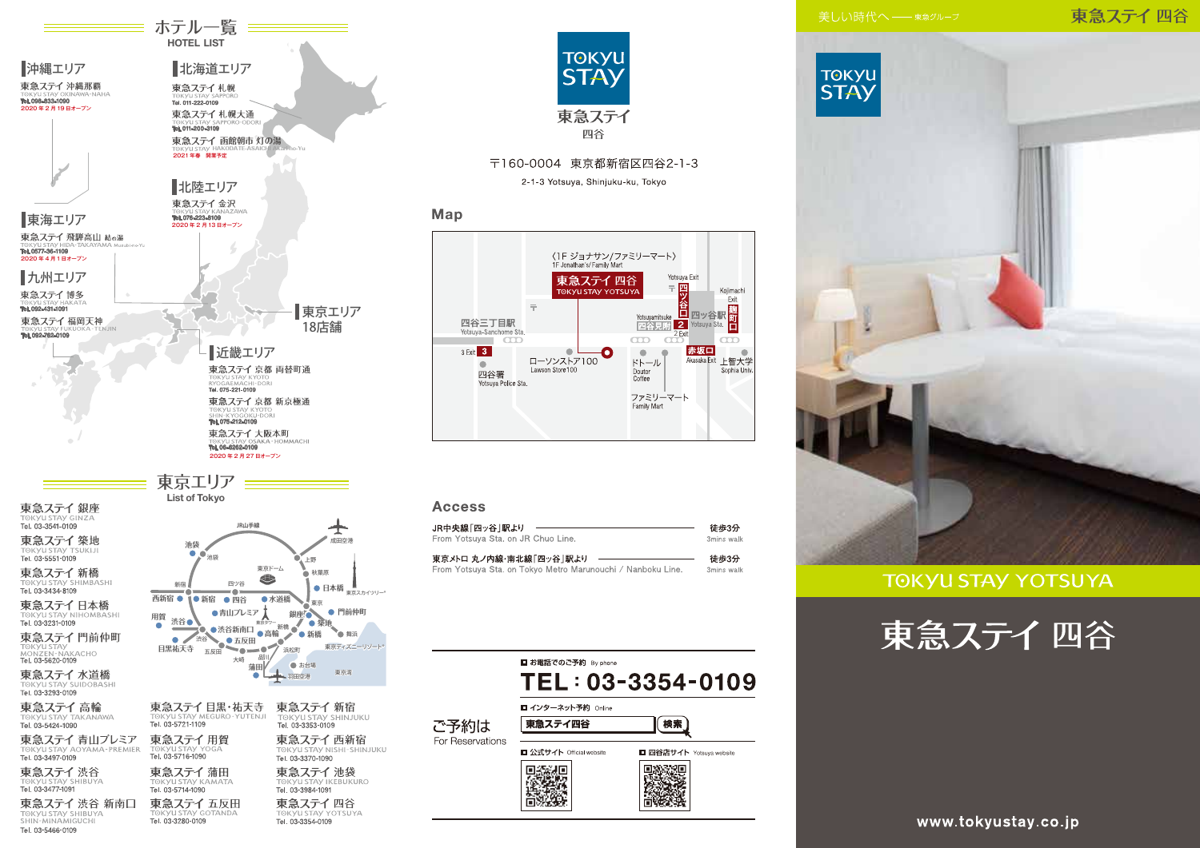# ホテル一覧
HOTEL LIST

## 沖縄エリア

東急ステイ 沖縄那覇
TOKYU STAY OKINAWA-NAHA
Tel. 098-833-1090
2020年2月19日オープン

## 北海道エリア

東急ステイ 札幌
TOKYU STAY SAPPORO
Tel. 011-222-0109

東急ステイ 札幌大通
TOKYU STAY SAPPORO-ODORI
Tel. 011-200-3109

東急ステイ 函館朝市 灯の湯
TOKYU STAY HAKODATE-ASAICHI Akari-no-Yu
2021年春 開業予定

## 北陸エリア

東急ステイ 金沢
TOKYU STAY KANAZAWA
Tel. 076-223-8109
2020年2月13日オープン

## 東海エリア

東急ステイ 飛騨高山 結の湯
TOKYU STAY HIDA-TAKAYAMA Musubi-no-Yu
Tel. 0577-36-1109
2020年4月1日オープン

## 九州エリア

東急ステイ 博多
TOKYU STAY HAKATA
Tel. 092-431-1091

東急ステイ 福岡天神
TOKYU STAY FUKUOKA-TENJIN
Tel. 092-762-0109

## 東京エリア
18店舗

## 近畿エリア

東急ステイ 京都 両替町通
TOKYU STAY KYOTO RYOGAEMACHI-DORI
Tel. 075-221-0109

東急ステイ 京都 新京極通
TOKYU STAY KYOTO SHIN-KYOGOKU-DORI
Tel. 075-212-0109

東急ステイ 大阪本町
TOKYU STAY OSAKA-HOMMACHI
Tel. 06-6262-0109
2020年2月27日オープン

# 東京エリア
List of Tokyo

東急ステイ 銀座
TOKYU STAY GINZA
Tel. 03-3541-0109

東急ステイ 築地
TOKYU STAY TSUKIJI
Tel. 03-5551-0109

東急ステイ 新橋
TOKYU STAY SHIMBASHI
Tel. 03-3434-8109

東急ステイ 日本橋
TOKYU STAY NIHOMBASHI
Tel. 03-3231-0109

東急ステイ 門前仲町
TOKYU STAY MONZEN-NAKACHO
Tel. 03-5620-0109

東急ステイ 水道橋
TOKYU STAY SUIDOBASHI
Tel. 03-3293-0109

東急ステイ 高輪
TOKYU STAY TAKANAWA
Tel. 03-5424-1090

東急ステイ 青山プレミア
TOKYU STAY AOYAMA-PREMIER
Tel. 03-3497-0109

東急ステイ 渋谷
TOKYU STAY SHIBUYA
Tel. 03-3477-1091

東急ステイ 渋谷 新南口
TOKYU STAY SHIBUYA SHIN-MINAMIGUCHI
Tel. 03-5466-0109

東急ステイ 目黒・祐天寺
TOKYU STAY MEGURO-YUTENJI
Tel. 03-5721-1109

東急ステイ 用賀
TOKYU STAY YOGA
Tel. 03-5716-1090

東急ステイ 蒲田
TOKYU STAY KAMATA
Tel. 03-5714-1090

東急ステイ 五反田
TOKYU STAY GOTANDA
Tel. 03-3280-0109

東急ステイ 新宿
TOKYU STAY SHINJUKU
Tel. 03-3353-0109

東急ステイ 西新宿
TOKYU STAY NISHI-SHINJUKU
Tel. 03-3370-1090

東急ステイ 池袋
TOKYU STAY IKEBUKURO
Tel. 03-3984-1091

東急ステイ 四谷
TOKYU STAY YOTSUYA
Tel. 03-3354-0109

---

TOKYU STAY
東急ステイ
四谷

〒160-0004 東京都新宿区四谷2-1-3
2-1-3 Yotsuya, Shinjuku-ku, Tokyo

## Map

〈1F ジョナサン/ファミリーマート〉
1F Jonathan's/Family Mart
東急ステイ 四谷 TOKYU STAY YOTSUYA

## Access

JR中央線「四ッ谷」駅より — 徒歩3分
From Yotsuya Sta. on JR Chuo Line. — 3mins walk

東京メトロ 丸ノ内線・南北線「四ッ谷」駅より — 徒歩3分
From Yotsuya Sta. on Tokyo Metro Marunouchi / Nanboku Line. — 3mins walk

## ご予約は
For Reservations

お電話でのご予約 By phone
**TEL：03-3354-0109**

インターネット予約 Online
東急ステイ四谷 検索

公式サイト Official website
四谷店サイト Yotsuya website

---

美しい時代へ —— 東急グループ

東急ステイ 四谷

TOKYU STAY

TOKYU STAY YOTSUYA

# 東急ステイ 四谷

www.tokyustay.co.jp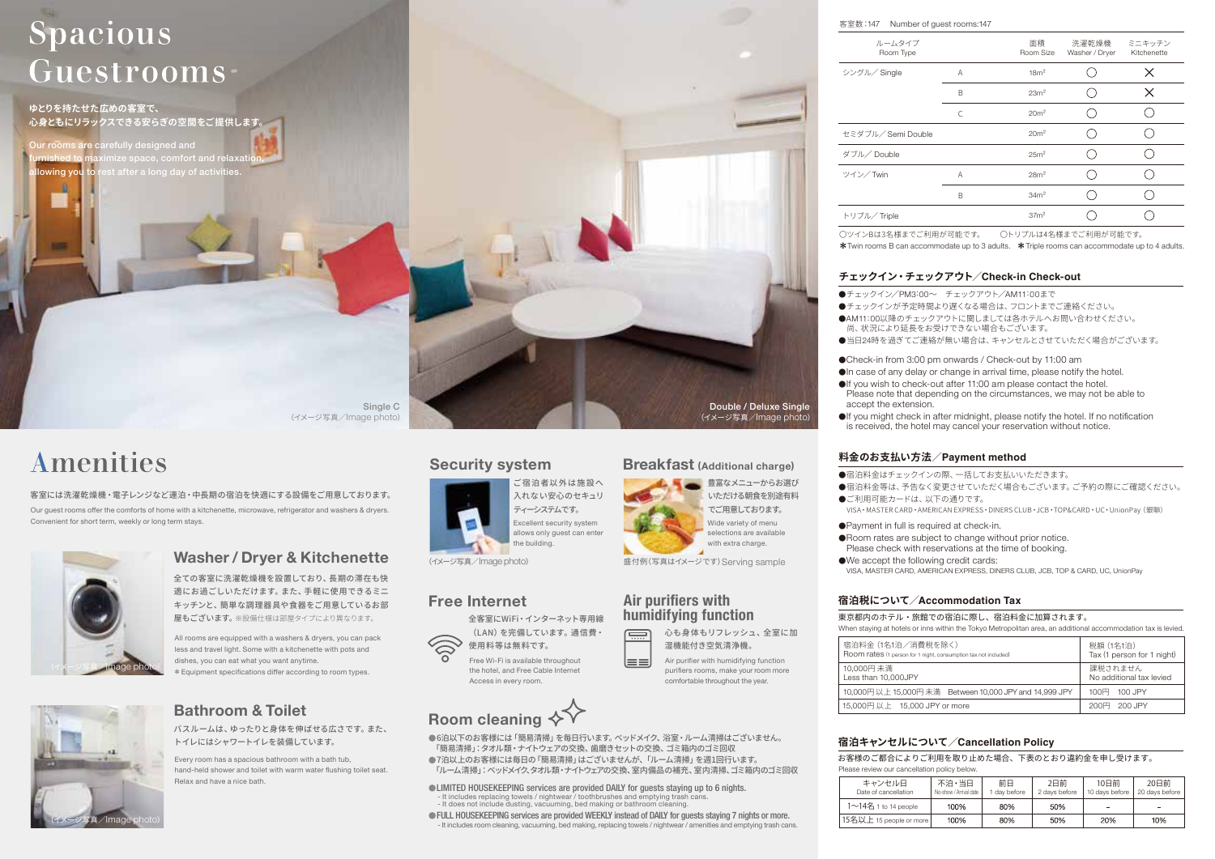# Spacious Guestrooms

ゆとりを持たせた広めの客室で、
心身ともにリラックスできる安らぎの空間をご提供します。

Our rooms are carefully designed and furnished to maximize space, comfort and relaxation, allowing you to rest after a long day of activities.

Single C
(イメージ写真／Image photo)

Double / Deluxe Single
(イメージ写真／Image photo)

客室数：147　Number of guest rooms:147

| ルームタイプ Room Type | | 面積 Room Size | 洗濯乾燥機 Washer / Dryer | ミニキッチン Kitchenette |
|---|---|---|---|---|
| シングル／Single | A | 18m² | ○ | × |
| | B | 23m² | ○ | × |
| | C | 20m² | ○ | ○ |
| セミダブル／Semi Double | | 20m² | ○ | ○ |
| ダブル／Double | | 25m² | ○ | ○ |
| ツイン／Twin | A | 28m² | ○ | ○ |
| | B | 34m² | ○ | ○ |
| トリプル／Triple | | 37m² | ○ | ○ |

○ツインBは3名様までご利用が可能です。　○トリプルは4名様までご利用が可能です。
✱Twin rooms B can accommodate up to 3 adults.　✱Triple rooms can accommodate up to 4 adults.

## チェックイン・チェックアウト／Check-in Check-out

- チェックイン／PM3:00〜　チェックアウト／AM11:00まで
- チェックインが予定時間より遅くなる場合は、フロントまでご連絡ください。
- AM11:00以降のチェックアウトに関しましては各ホテルへお問い合わせください。尚、状況により延長をお受けできない場合もございます。
- 当日24時を過ぎてご連絡が無い場合は、キャンセルとさせていただく場合がございます。

- Check-in from 3:00 pm onwards / Check-out by 11:00 am
- In case of any delay or change in arrival time, please notify the hotel.
- If you wish to check-out after 11:00 am please contact the hotel. Please note that depending on the circumstances, we may not be able to accept the extension.
- If you might check in after midnight, please notify the hotel. If no notification is received, the hotel may cancel your reservation without notice.

## 料金のお支払い方法／Payment method

- 宿泊料金はチェックインの際、一括してお支払いいただきます。
- 宿泊料金等は、予告なく変更させていただく場合もございます。ご予約の際にご確認ください。
- ご利用可能カードは、以下の通りです。
  VISA・MASTER CARD・AMERICAN EXPRESS・DINERS CLUB・JCB・TOP&CARD・UC・UnionPay（銀聯）

- Payment in full is required at check-in.
- Room rates are subject to change without prior notice. Please check with reservations at the time of booking.
- We accept the following credit cards:
  VISA, MASTER CARD, AMERICAN EXPRESS, DINERS CLUB, JCB, TOP & CARD, UC, UnionPay

## 宿泊税について／Accommodation Tax

東京都内のホテル・旅館での宿泊に際し、宿泊料金に加算されます。
When staying at hotels or inns within the Tokyo Metropolitan area, an additional accommodation tax is levied.

| 宿泊料金（1名1泊／消費税を除く） Room rates (1 person for 1 night, consumption tax not included) | 税額（1名1泊） Tax (1 person for 1 night) |
|---|---|
| 10,000円未満 Less than 10,000JPY | 課税されません No additional tax levied |
| 10,000円以上15,000円未満　Between 10,000 JPY and 14,999 JPY | 100円　100 JPY |
| 15,000円以上　15,000 JPY or more | 200円　200 JPY |

## 宿泊キャンセルについて／Cancellation Policy

お客様のご都合によりご利用を取り止めた場合、下表のとおり違約金を申し受けます。
Please review our cancellation policy below.

| キャンセル日 Date of cancellation | 不泊・当日 No-show / Arrival date | 前日 1 day before | 2日前 2 days before | 10日前 10 days before | 20日前 20 days before |
|---|---|---|---|---|---|
| 1〜14名 1 to 14 people | 100% | 80% | 50% | – | – |
| 15名以上 15 people or more | 100% | 80% | 50% | 20% | 10% |

# Amenities

客室には洗濯乾燥機・電子レンジなど連泊・中長期の宿泊を快適にする設備をご用意しております。

Our guest rooms offer the comforts of home with a kitchenette, microwave, refrigerator and washers & dryers. Convenient for short term, weekly or long term stays.

## Washer / Dryer & Kitchenette

全ての客室に洗濯乾燥機を設置しており、長期の滞在も快適にお過ごしいただけます。また、手軽に使用できるミニキッチンと、簡単な調理器具や食器をご用意しているお部屋もございます。※設備仕様は部屋タイプにより異なります。

All rooms are equipped with a washers & dryers, you can pack less and travel light. Some with a kitchenette with pots and dishes, you can eat what you want anytime.
＊Equipment specifications differ according to room types.

(イメージ写真／Image photo)

## Bathroom & Toilet

バスルームは、ゆったりと身体を伸ばせる広さです。また、トイレにはシャワートイレを装備しています。

Every room has a spacious bathroom with a bath tub, hand-held shower and toilet with warm water flushing toilet seat. Relax and have a nice bath.

(イメージ写真／Image photo)

## Security system

ご宿泊者以外は施設へ入れない安心のセキュリティーシステムです。

Excellent security system allows only guest can enter the building.

(イメージ写真／Image photo)

## Breakfast (Additional charge)

豊富なメニューからお選びいただける朝食を別途有料でご用意しております。

Wide variety of menu selections are available with extra charge.

盛付例(写真はイメージです) Serving sample

## Free Internet

全客室にWiFi・インターネット専用線（LAN）を完備しています。通信費・使用料等は無料です。

Free Wi-Fi is available throughout the hotel, and Free Cable Internet Access in every room.

## Air purifiers with humidifying function

心も身体もリフレッシュ、全室に加湿機能付き空気清浄機。

Air purifier with humidifying function purifiers rooms, make your room more comfortable throughout the year.

## Room cleaning

- 6泊以下のお客様には「簡易清掃」を毎日行います。ベッドメイク、浴室・ルーム清掃はございません。
  「簡易清掃」：タオル類・ナイトウェアの交換、歯磨きセットの交換、ゴミ箱内のゴミ回収
- 7泊以上のお客様には毎日の「簡易清掃」はございませんが、「ルーム清掃」を週1回行います。
  「ルーム清掃」：ベッドメイク、タオル類・ナイトウェアの交換、室内備品の補充、室内清掃、ゴミ箱内のゴミ回収

- **LIMITED HOUSEKEEPING services are provided DAILY for guests staying up to 6 nights.**
  - It includes replacing towels / nightwear / toothbrushes and emptying trash cans.
  - It does not include dusting, vacuuming, bed making or bathroom cleaning.
- **FULL HOUSEKEEPING services are provided WEEKLY instead of DAILY for guests staying 7 nights or more.**
  - It includes room cleaning, vacuuming, bed making, replacing towels / nightwear / amenities and emptying trash cans.